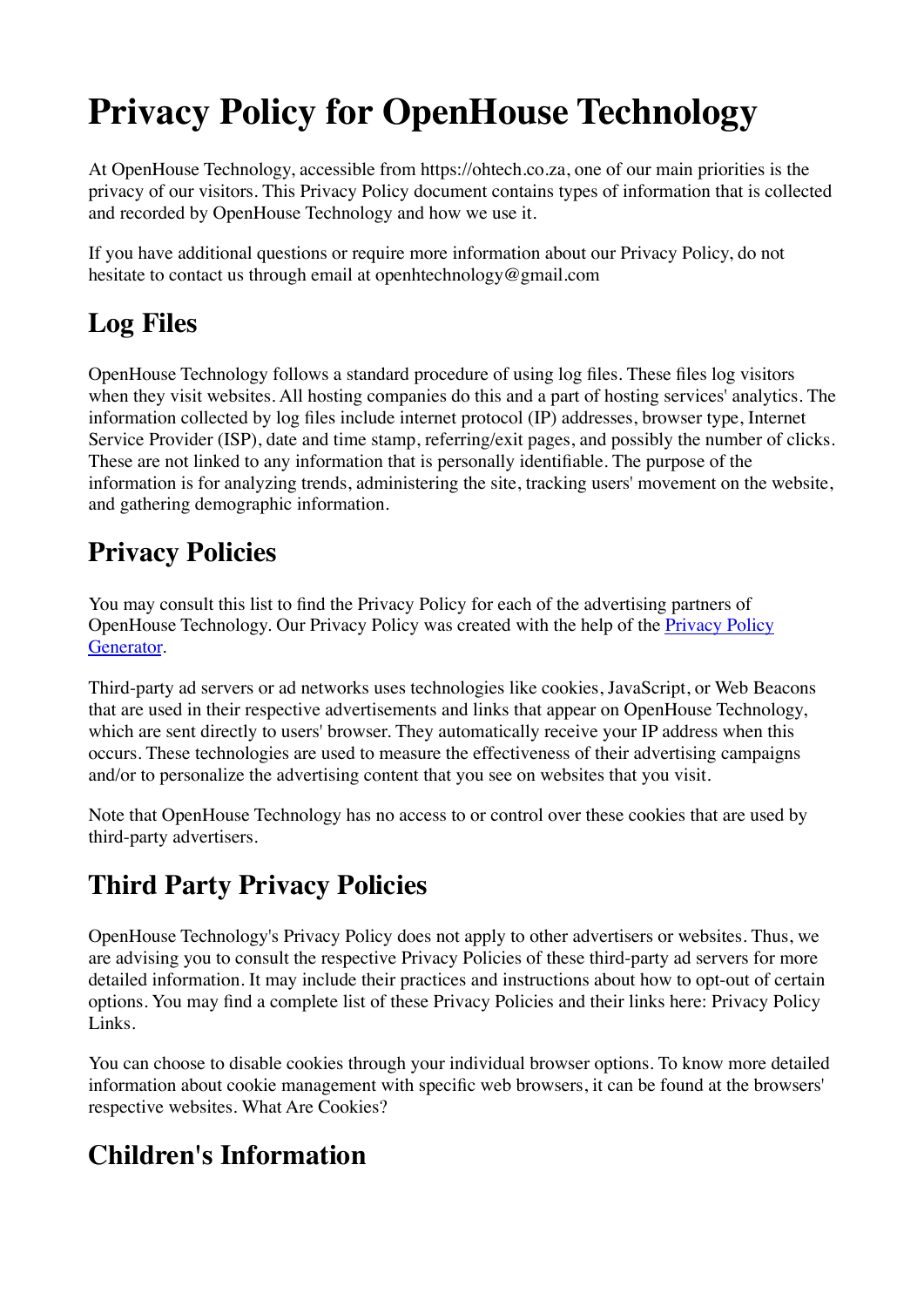# Privacy Policy for OpenHouse Technology

At OpenHouse Technology, accessible from https://ohtech.co.za, one of our main priorities is the privacy of our visitors. This Privacy Policy document contains types of information that is collected and recorded by OpenHouse Technology and how we use it.

If you have additional questions or require more information about our Privacy Policy, do not hesitate to contact us through email at openhtechnology@gmail.com

## Log Files

OpenHouse Technology follows a standard procedure of using log files. These files log visitors when they visit websites. All hosting companies do this and a part of hosting services' analytics. The information collected by log files include internet protocol (IP) addresses, browser type, Internet Service Provider (ISP), date and time stamp, referring/exit pages, and possibly the number of clicks. These are not linked to any information that is personally identifiable. The purpose of the information is for analyzing trends, administering the site, tracking users' movement on the website, and gathering demographic information.

## Privacy Policies

You may consult this list to find the Privacy Policy for each of the advertising partners of OpenHouse Technology. Our Privacy Policy was created with the help of the Privacy Policy Generator.

Third-party ad servers or ad networks uses technologies like cookies, JavaScript, or Web Beacons that are used in their respective advertisements and links that appear on OpenHouse Technology, which are sent directly to users' browser. They automatically receive your IP address when this occurs. These technologies are used to measure the effectiveness of their advertising campaigns and/or to personalize the advertising content that you see on websites that you visit.

Note that OpenHouse Technology has no access to or control over these cookies that are used by third-party advertisers.

## Third Party Privacy Policies

OpenHouse Technology's Privacy Policy does not apply to other advertisers or websites. Thus, we are advising you to consult the respective Privacy Policies of these third-party ad servers for more detailed information. It may include their practices and instructions about how to opt-out of certain options. You may find a complete list of these Privacy Policies and their links here: Privacy Policy Links.

You can choose to disable cookies through your individual browser options. To know more detailed information about cookie management with specific web browsers, it can be found at the browsers' respective websites. What Are Cookies?

## Children's Information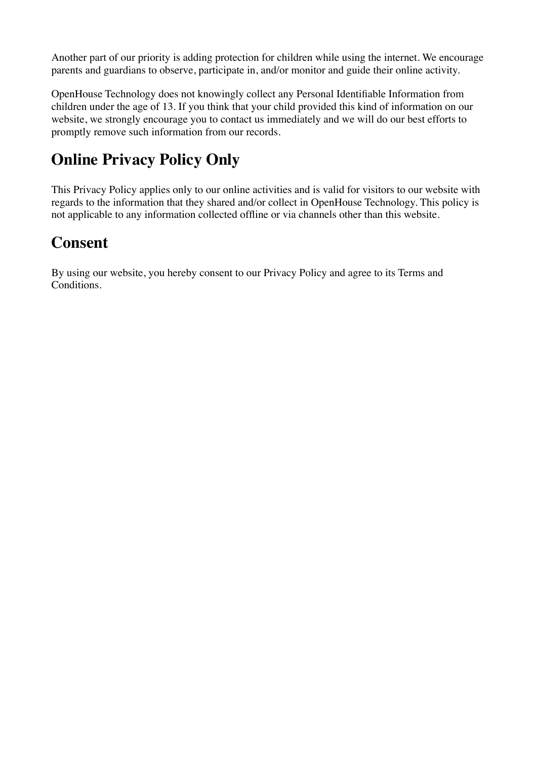Another part of our priority is adding protection for children while using the internet. We encourage parents and guardians to observe, participate in, and/or monitor and guide their online activity.

OpenHouse Technology does not knowingly collect any Personal Identifiable Information from children under the age of 13. If you think that your child provided this kind of information on our website, we strongly encourage you to contact us immediately and we will do our best efforts to promptly remove such information from our records.

## Online Privacy Policy Only

This Privacy Policy applies only to our online activities and is valid for visitors to our website with regards to the information that they shared and/or collect in OpenHouse Technology. This policy is not applicable to any information collected offline or via channels other than this website.

## Consent

By using our website, you hereby consent to our Privacy Policy and agree to its Terms and Conditions.